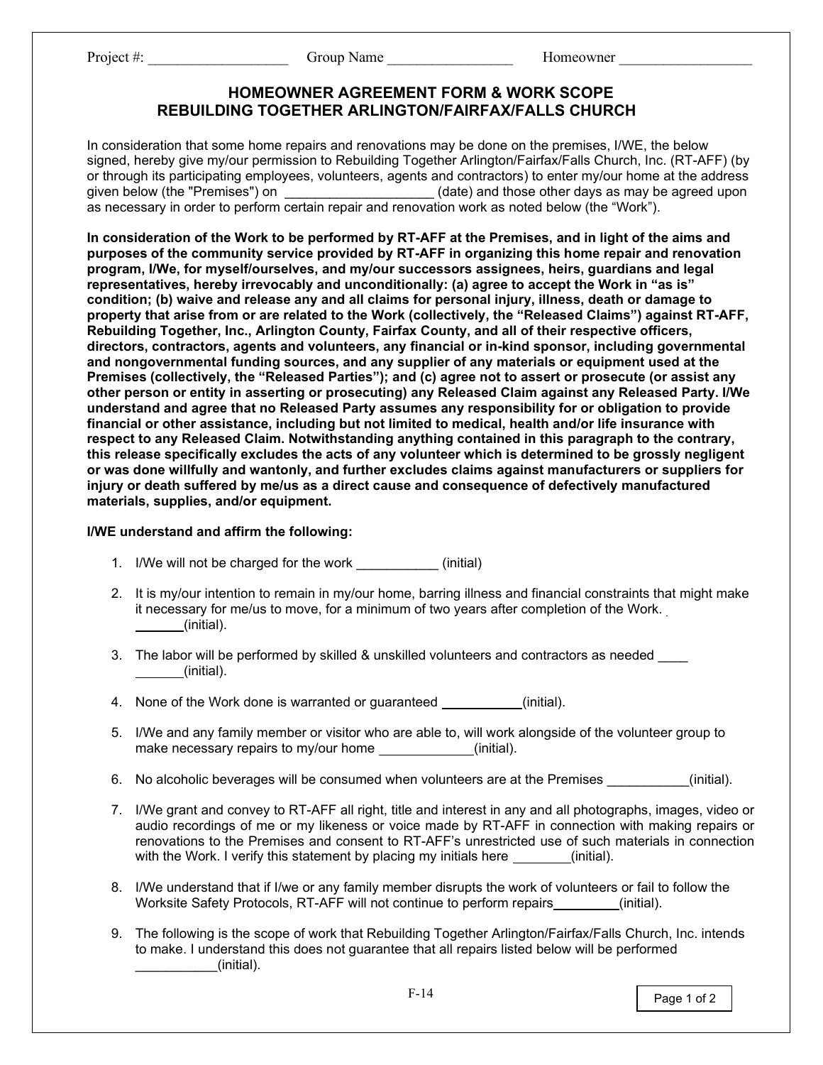Project #: ___________________ Group Name _________________ Homeowner __________________

## HOMEOWNER AGREEMENT FORM & WORK SCOPE
## REBUILDING TOGETHER ARLINGTON/FAIRFAX/FALLS CHURCH

In consideration that some home repairs and renovations may be done on the premises, I/WE, the below signed, hereby give my/our permission to Rebuilding Together Arlington/Fairfax/Falls Church, Inc. (RT-AFF) (by or through its participating employees, volunteers, agents and contractors) to enter my/our home at the address given below (the "Premises") on ____________________ (date) and those other days as may be agreed upon as necessary in order to perform certain repair and renovation work as noted below (the "Work").

**In consideration of the Work to be performed by RT-AFF at the Premises, and in light of the aims and purposes of the community service provided by RT-AFF in organizing this home repair and renovation program, I/We, for myself/ourselves, and my/our successors assignees, heirs, guardians and legal representatives, hereby irrevocably and unconditionally: (a) agree to accept the Work in "as is" condition; (b) waive and release any and all claims for personal injury, illness, death or damage to property that arise from or are related to the Work (collectively, the "Released Claims") against RT-AFF, Rebuilding Together, Inc., Arlington County, Fairfax County, and all of their respective officers, directors, contractors, agents and volunteers, any financial or in-kind sponsor, including governmental and nongovernmental funding sources, and any supplier of any materials or equipment used at the Premises (collectively, the "Released Parties"); and (c) agree not to assert or prosecute (or assist any other person or entity in asserting or prosecuting) any Released Claim against any Released Party. I/We understand and agree that no Released Party assumes any responsibility for or obligation to provide financial or other assistance, including but not limited to medical, health and/or life insurance with respect to any Released Claim. Notwithstanding anything contained in this paragraph to the contrary, this release specifically excludes the acts of any volunteer which is determined to be grossly negligent or was done willfully and wantonly, and further excludes claims against manufacturers or suppliers for injury or death suffered by me/us as a direct cause and consequence of defectively manufactured materials, supplies, and/or equipment.**

**I/WE understand and affirm the following:**

1. I/We will not be charged for the work ___________ (initial)
2. It is my/our intention to remain in my/our home, barring illness and financial constraints that might make it necessary for me/us to move, for a minimum of two years after completion of the Work. _______(initial).
3. The labor will be performed by skilled & unskilled volunteers and contractors as needed ____ _______(initial).
4. None of the Work done is warranted or guaranteed ___________(initial).
5. I/We and any family member or visitor who are able to, will work alongside of the volunteer group to make necessary repairs to my/our home _____________(initial).
6. No alcoholic beverages will be consumed when volunteers are at the Premises ___________(initial).
7. I/We grant and convey to RT-AFF all right, title and interest in any and all photographs, images, video or audio recordings of me or my likeness or voice made by RT-AFF in connection with making repairs or renovations to the Premises and consent to RT-AFF's unrestricted use of such materials in connection with the Work. I verify this statement by placing my initials here ________(initial).
8. I/We understand that if I/we or any family member disrupts the work of volunteers or fail to follow the Worksite Safety Protocols, RT-AFF will not continue to perform repairs_________(initial).
9. The following is the scope of work that Rebuilding Together Arlington/Fairfax/Falls Church, Inc. intends to make. I understand this does not guarantee that all repairs listed below will be performed ___________(initial).

F-14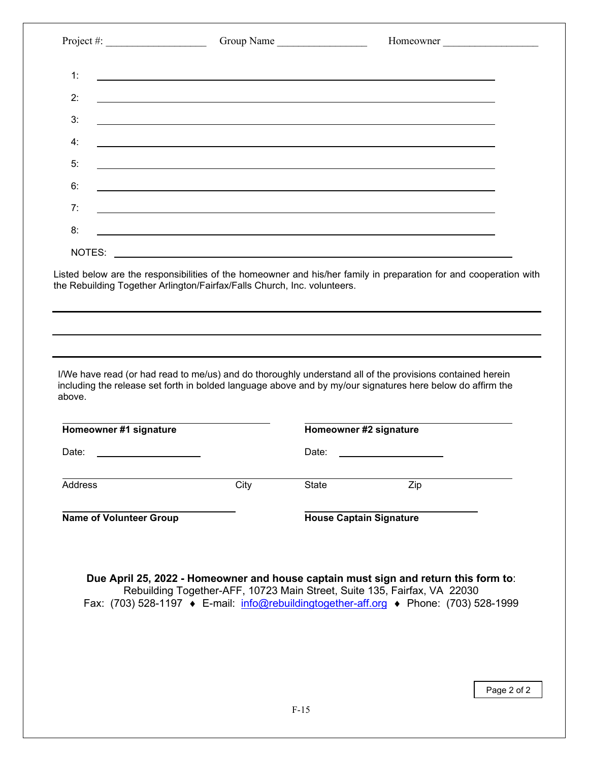Project #: ___________________ Group Name _________________ Homeowner __________________

1: ______________________________________________________________

2: ______________________________________________________________

3: ______________________________________________________________

4: ______________________________________________________________

5: ______________________________________________________________

6: ______________________________________________________________

7: ______________________________________________________________

8: ______________________________________________________________

NOTES: ______________________________________________________________

Listed below are the responsibilities of the homeowner and his/her family in preparation for and cooperation with the Rebuilding Together Arlington/Fairfax/Falls Church, Inc. volunteers.

______________________________________________________________

______________________________________________________________

______________________________________________________________

I/We have read (or had read to me/us) and do thoroughly understand all of the provisions contained herein including the release set forth in bolded language above and by my/our signatures here below do affirm the above.

______________________________ ______________________________

**Homeowner #1 signature** **Homeowner #2 signature**

Date: ____________________ Date: ____________________

______________________________________________________________

Address City State Zip

______________________________ ______________________________

**Name of Volunteer Group** **House Captain Signature**

**Due April 25, 2022 - Homeowner and house captain must sign and return this form to**:
Rebuilding Together-AFF, 10723 Main Street, Suite 135, Fairfax, VA 22030
Fax: (703) 528-1197 ♦ E-mail: info@rebuildingtogether-aff.org ♦ Phone: (703) 528-1999